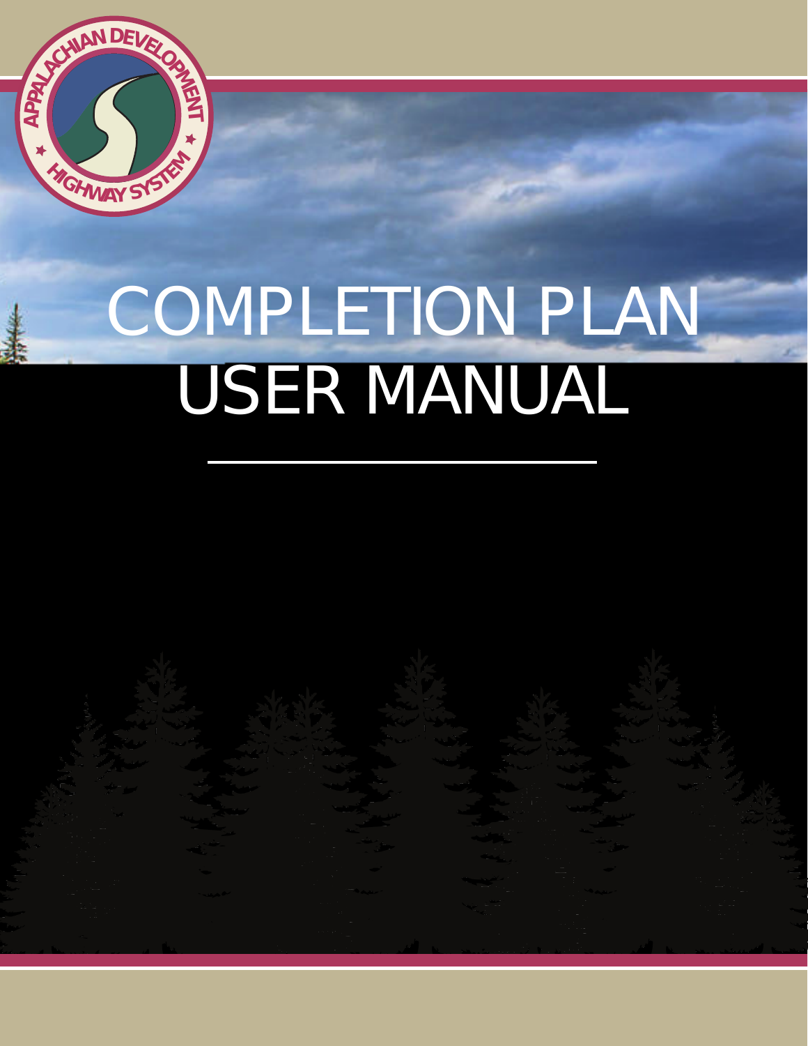APPALACHIAN DEVELOPMENT HIGHWAY SYSTEM

# COMPLETION PLAN USER MANUAL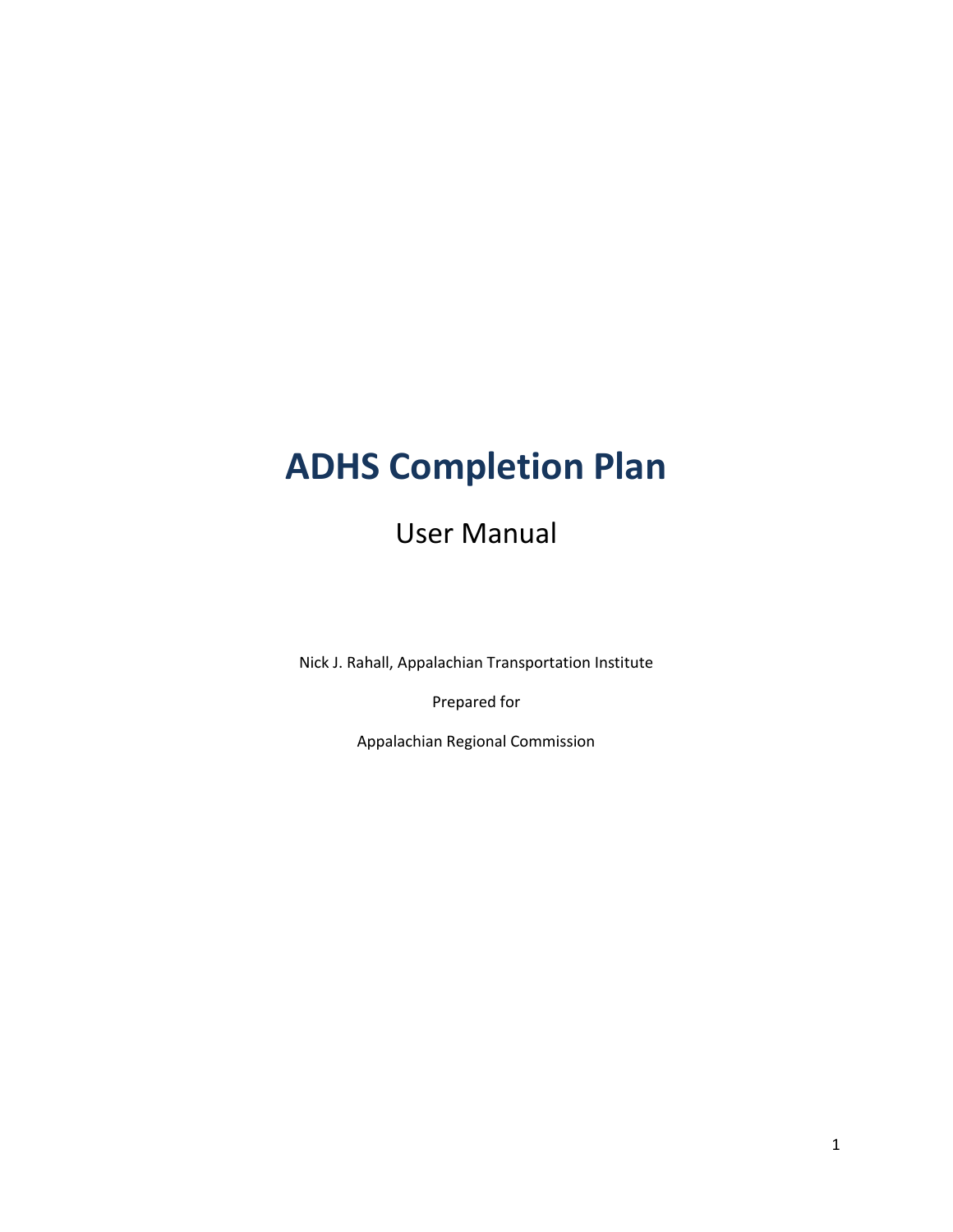# ADHS Completion Plan

## User Manual

Nick J. Rahall, Appalachian Transportation Institute

Prepared for

Appalachian Regional Commission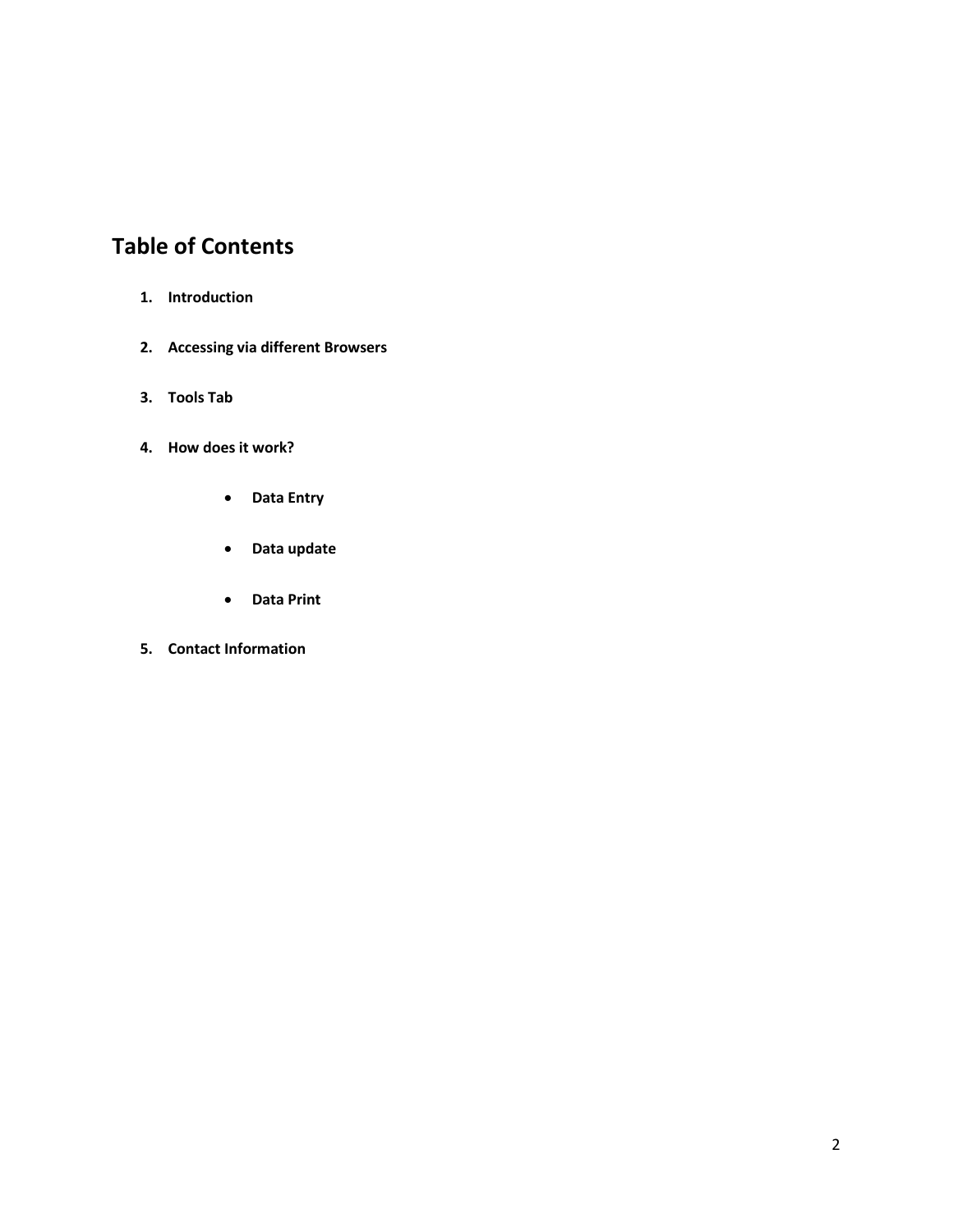# Table of Contents

1. **Introduction**

2. **Accessing via different Browsers**

3. **Tools Tab**

4. **How does it work?**

    - **Data Entry**

    - **Data update**

    - **Data Print**

5. **Contact Information**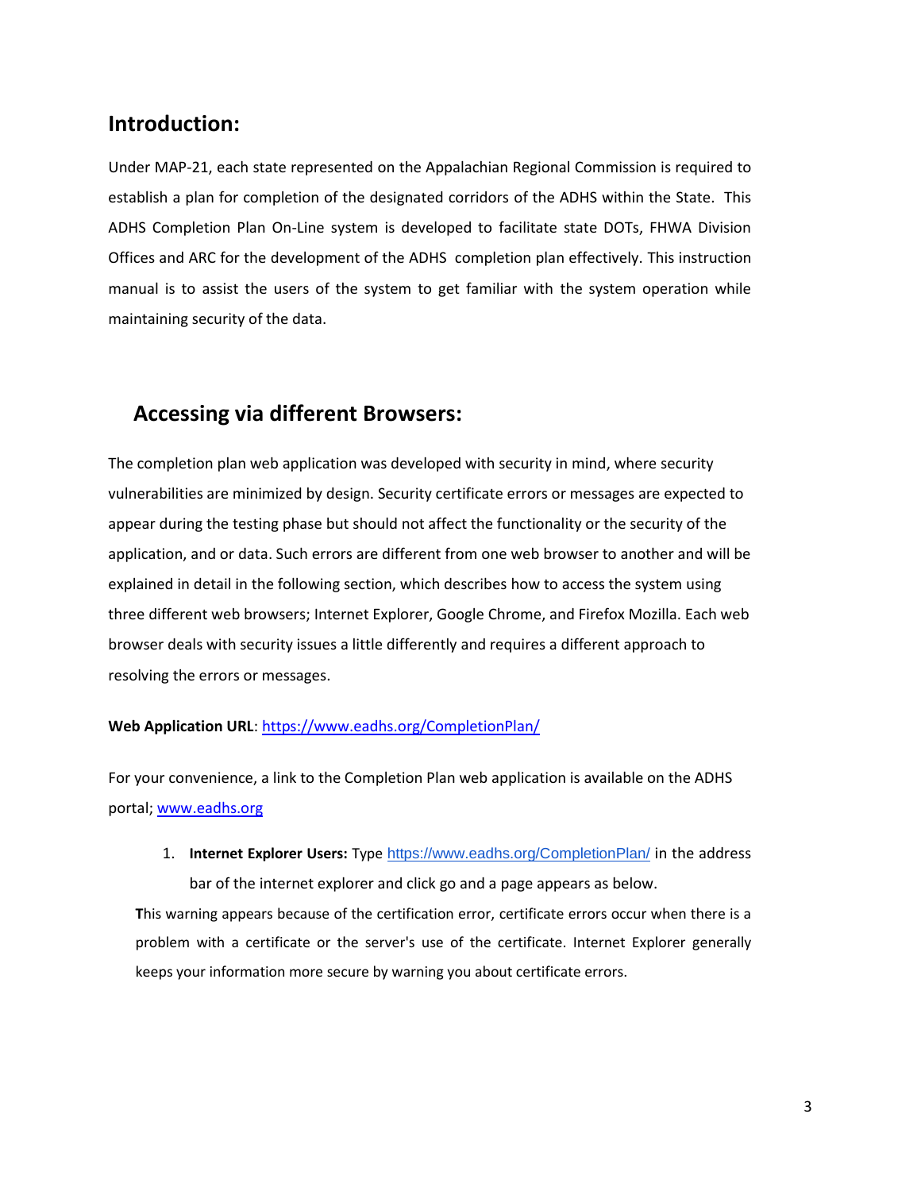## Introduction:

Under MAP-21, each state represented on the Appalachian Regional Commission is required to establish a plan for completion of the designated corridors of the ADHS within the State. This ADHS Completion Plan On-Line system is developed to facilitate state DOTs, FHWA Division Offices and ARC for the development of the ADHS completion plan effectively. This instruction manual is to assist the users of the system to get familiar with the system operation while maintaining security of the data.

## Accessing via different Browsers:

The completion plan web application was developed with security in mind, where security vulnerabilities are minimized by design. Security certificate errors or messages are expected to appear during the testing phase but should not affect the functionality or the security of the application, and or data. Such errors are different from one web browser to another and will be explained in detail in the following section, which describes how to access the system using three different web browsers; Internet Explorer, Google Chrome, and Firefox Mozilla. Each web browser deals with security issues a little differently and requires a different approach to resolving the errors or messages.

**Web Application URL**: https://www.eadhs.org/CompletionPlan/

For your convenience, a link to the Completion Plan web application is available on the ADHS portal; www.eadhs.org

1. **Internet Explorer Users:** Type https://www.eadhs.org/CompletionPlan/ in the address bar of the internet explorer and click go and a page appears as below.

**T**his warning appears because of the certification error, certificate errors occur when there is a problem with a certificate or the server's use of the certificate. Internet Explorer generally keeps your information more secure by warning you about certificate errors.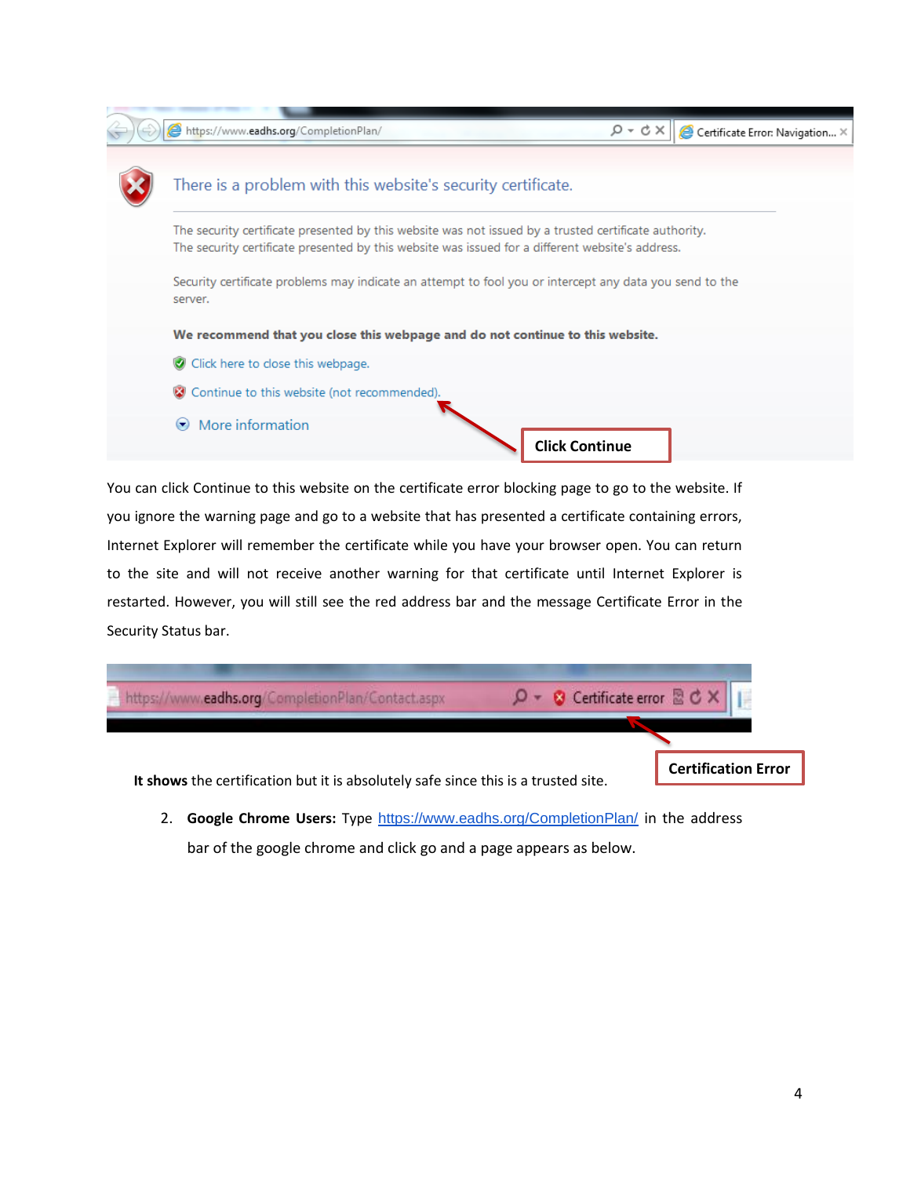You can click Continue to this website on the certificate error blocking page to go to the website. If you ignore the warning page and go to a website that has presented a certificate containing errors, Internet Explorer will remember the certificate while you have your browser open. You can return to the site and will not receive another warning for that certificate until Internet Explorer is restarted. However, you will still see the red address bar and the message Certificate Error in the Security Status bar.

**It shows** the certification but it is absolutely safe since this is a trusted site.

2. **Google Chrome Users:** Type https://www.eadhs.org/CompletionPlan/ in the address bar of the google chrome and click go and a page appears as below.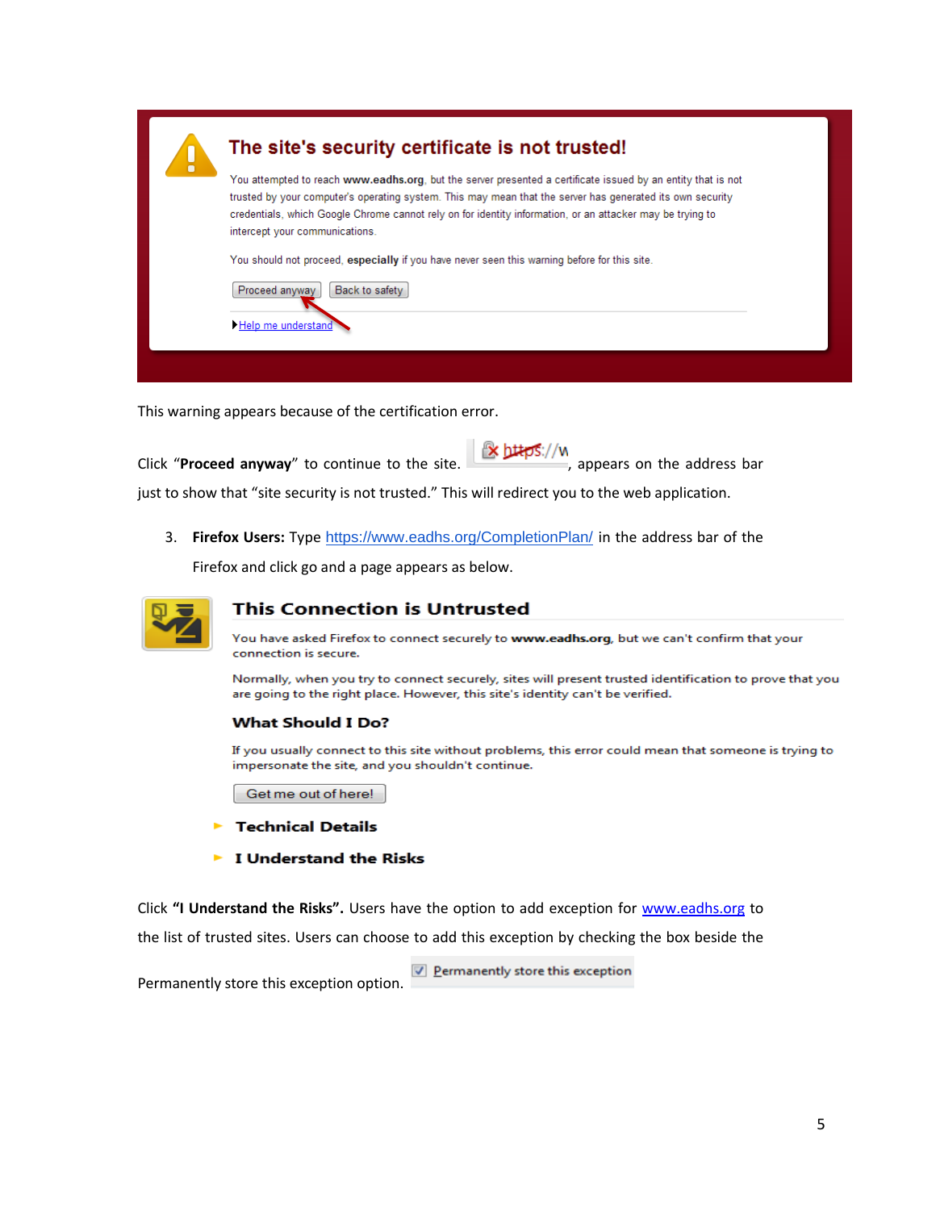## The site's security certificate is not trusted!

You attempted to reach **www.eadhs.org**, but the server presented a certificate issued by an entity that is not trusted by your computer's operating system. This may mean that the server has generated its own security credentials, which Google Chrome cannot rely on for identity information, or an attacker may be trying to intercept your communications.

You should not proceed, **especially** if you have never seen this warning before for this site.

Proceed anyway | Back to safety

Help me understand

This warning appears because of the certification error.

Click "**Proceed anyway**" to continue to the site. https://w, appears on the address bar just to show that "site security is not trusted." This will redirect you to the web application.

3. **Firefox Users:** Type https://www.eadhs.org/CompletionPlan/ in the address bar of the Firefox and click go and a page appears as below.

## This Connection is Untrusted

You have asked Firefox to connect securely to **www.eadhs.org**, but we can't confirm that your connection is secure.

Normally, when you try to connect securely, sites will present trusted identification to prove that you are going to the right place. However, this site's identity can't be verified.

### What Should I Do?

If you usually connect to this site without problems, this error could mean that someone is trying to impersonate the site, and you shouldn't continue.

Get me out of here!

- **Technical Details**
- **I Understand the Risks**

Click **"I Understand the Risks".** Users have the option to add exception for www.eadhs.org to the list of trusted sites. Users can choose to add this exception by checking the box beside the Permanently store this exception option. Permanently store this exception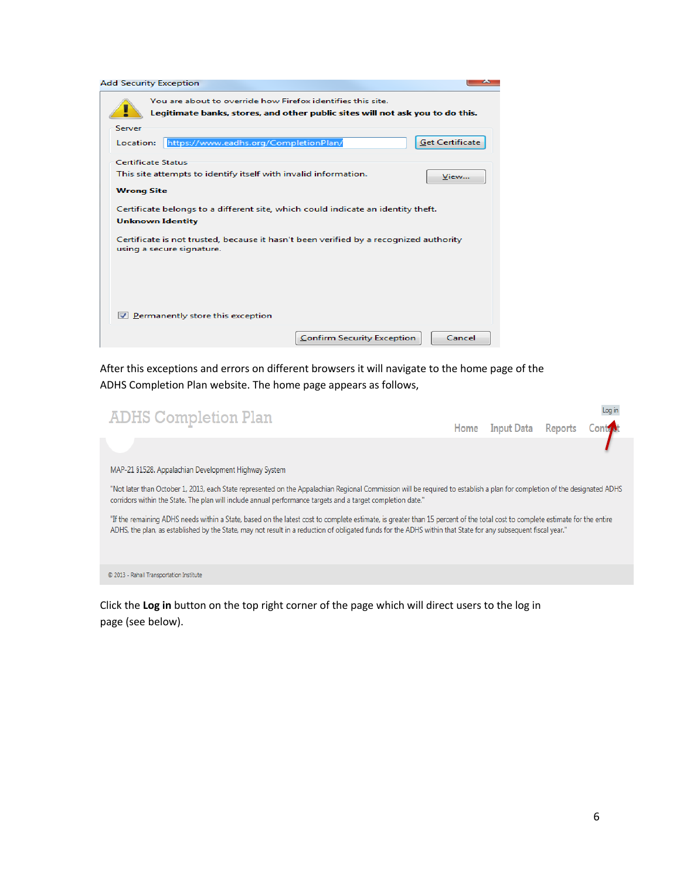Add Security Exception

You are about to override how Firefox identifies this site.

**Legitimate banks, stores, and other public sites will not ask you to do this.**

Server

Location: https://www.eadhs.org/CompletionPlan/ Get Certificate

Certificate Status

This site attempts to identify itself with invalid information. View...

**Wrong Site**

Certificate belongs to a different site, which could indicate an identity theft.

**Unknown Identity**

Certificate is not trusted, because it hasn't been verified by a recognized authority using a secure signature.

Permanently store this exception

Confirm Security Exception Cancel

After this exceptions and errors on different browsers it will navigate to the home page of the ADHS Completion Plan website. The home page appears as follows,

ADHS Completion Plan

Log in

Home Input Data Reports Contact

MAP-21 §1528. Appalachian Development Highway System

"Not later than October 1, 2013, each State represented on the Appalachian Regional Commission will be required to establish a plan for completion of the designated ADHS corridors within the State. The plan will include annual performance targets and a target completion date."

"If the remaining ADHS needs within a State, based on the latest cost to complete estimate, is greater than 15 percent of the total cost to complete estimate for the entire ADHS, the plan, as established by the State, may not result in a reduction of obligated funds for the ADHS within that State for any subsequent fiscal year."

© 2013 - Rahall Transportation Institute

Click the **Log in** button on the top right corner of the page which will direct users to the log in page (see below).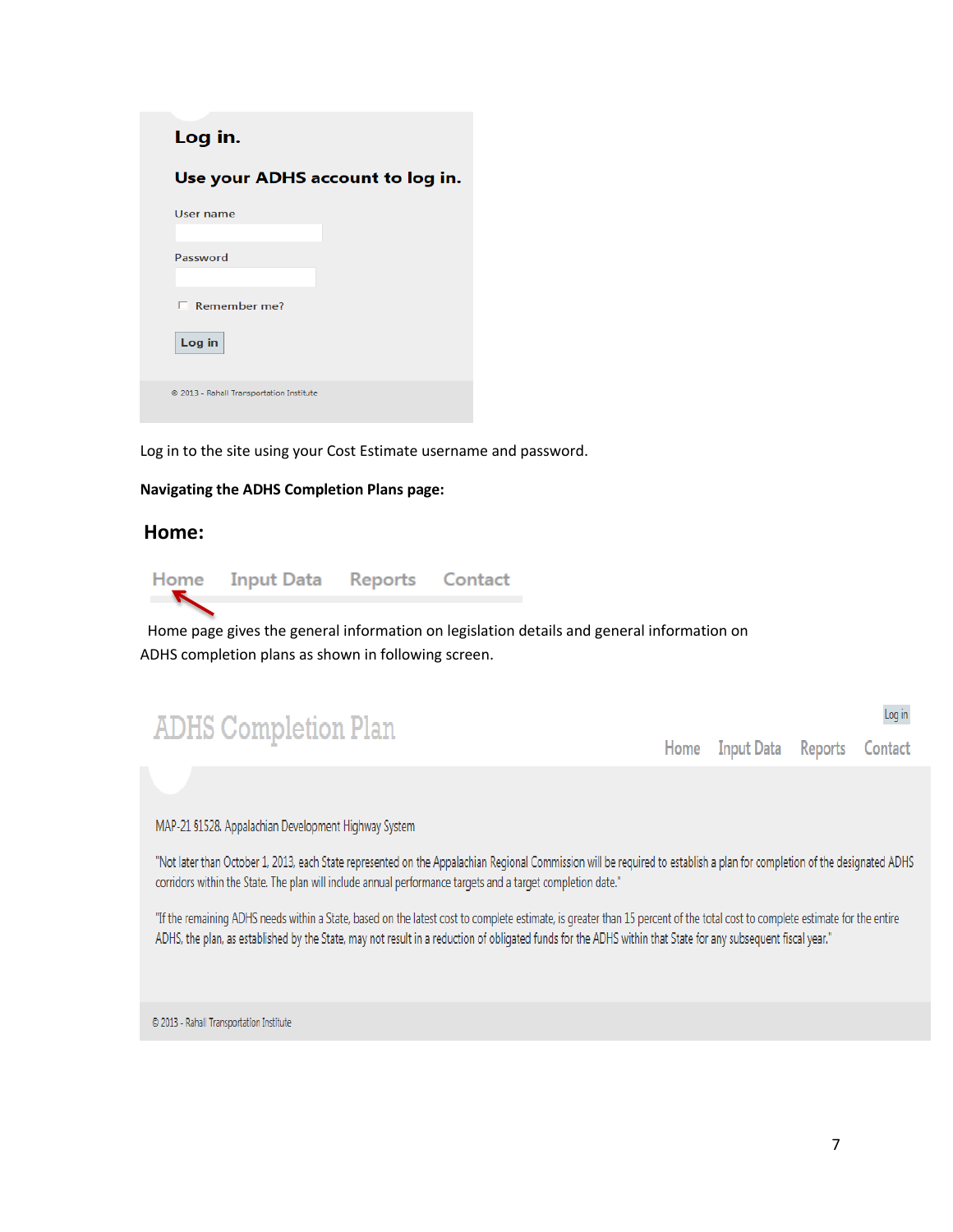Log in.

Use your ADHS account to log in.

User name

Password

Remember me?

Log in

© 2013 - Rahall Transportation Institute

Log in to the site using your Cost Estimate username and password.

**Navigating the ADHS Completion Plans page:**

## Home:

Home Input Data Reports Contact

Home page gives the general information on legislation details and general information on ADHS completion plans as shown in following screen.

ADHS Completion Plan

Log in

Home Input Data Reports Contact

MAP-21 §1528. Appalachian Development Highway System

"Not later than October 1, 2013, each State represented on the Appalachian Regional Commission will be required to establish a plan for completion of the designated ADHS corridors within the State. The plan will include annual performance targets and a target completion date."

"If the remaining ADHS needs within a State, based on the latest cost to complete estimate, is greater than 15 percent of the total cost to complete estimate for the entire ADHS, the plan, as established by the State, may not result in a reduction of obligated funds for the ADHS within that State for any subsequent fiscal year."

© 2013 - Rahall Transportation Institute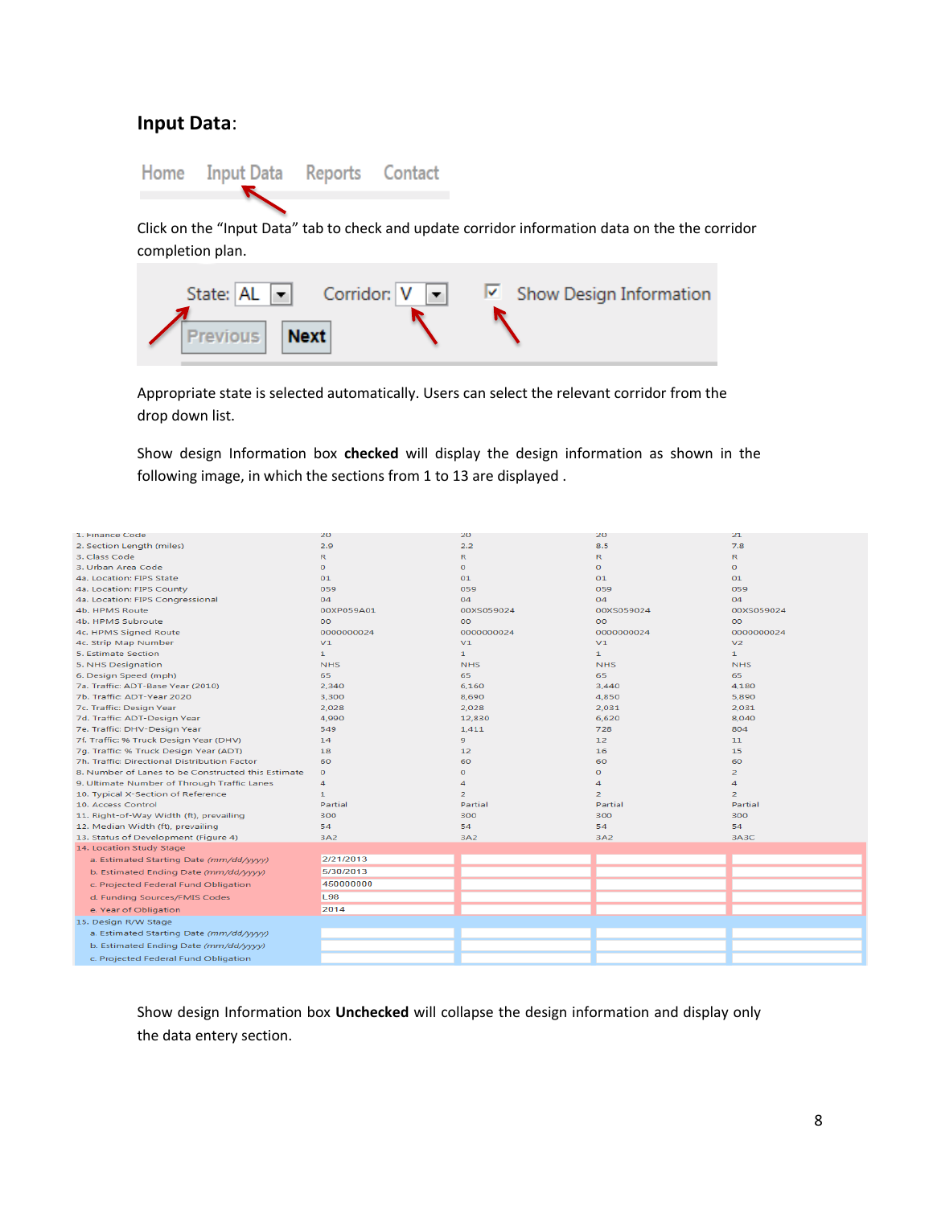## Input Data:

Home Input Data Reports Contact

Click on the "Input Data" tab to check and update corridor information data on the the corridor completion plan.

State: AL Corridor: V Show Design Information

Previous Next

Appropriate state is selected automatically. Users can select the relevant corridor from the drop down list.

Show design Information box **checked** will display the design information as shown in the following image, in which the sections from 1 to 13 are displayed .

| | | | | |
|---|---|---|---|---|
| 1. Finance Code | 20 | 20 | 20 | 21 |
| 2. Section Length (miles) | 2.9 | 2.2 | 8.5 | 7.8 |
| 3. Class Code | R | R | R | R |
| 3. Urban Area Code | 0 | 0 | 0 | 0 |
| 4a. Location: FIPS State | 01 | 01 | 01 | 01 |
| 4a. Location: FIPS County | 059 | 059 | 059 | 059 |
| 4a. Location: FIPS Congressional | 04 | 04 | 04 | 04 |
| 4b. HPMS Route | 00XP059A01 | 00XS059024 | 00XS059024 | 00XS059024 |
| 4b. HPMS Subroute | 00 | 00 | 00 | 00 |
| 4c. HPMS Signed Route | 0000000024 | 0000000024 | 0000000024 | 0000000024 |
| 4c. Strip Map Number | V1 | V1 | V1 | V2 |
| 5. Estimate Section | 1 | 1 | 1 | 1 |
| 5. NHS Designation | NHS | NHS | NHS | NHS |
| 6. Design Speed (mph) | 65 | 65 | 65 | 65 |
| 7a. Traffic: ADT-Base Year (2010) | 2,340 | 6,160 | 3,440 | 4,180 |
| 7b. Traffic: ADT-Year 2020 | 3,300 | 8,690 | 4,850 | 5,890 |
| 7c. Traffic: Design Year | 2,028 | 2,028 | 2,031 | 2,031 |
| 7d. Traffic: ADT-Design Year | 4,990 | 12,830 | 6,620 | 8,040 |
| 7e. Traffic: DHV-Design Year | 549 | 1,411 | 728 | 804 |
| 7f. Traffic: % Truck Design Year (DHV) | 14 | 9 | 12 | 11 |
| 7g. Traffic: % Truck Design Year (ADT) | 18 | 12 | 16 | 15 |
| 7h. Traffic: Directional Distribution Factor | 60 | 60 | 60 | 60 |
| 8. Number of Lanes to be Constructed this Estimate | 0 | 0 | 0 | 2 |
| 9. Ultimate Number of Through Traffic Lanes | 4 | 4 | 4 | 4 |
| 10. Typical X-Section of Reference | 1 | 2 | 2 | 2 |
| 10. Access Control | Partial | Partial | Partial | Partial |
| 11. Right-of-Way Width (ft), prevailing | 300 | 300 | 300 | 300 |
| 12. Median Width (ft), prevailing | 54 | 54 | 54 | 54 |
| 13. Status of Development (Figure 4) | 3A2 | 3A2 | 3A2 | 3A3C |
| 14. Location Study Stage | | | | |
| a. Estimated Starting Date *(mm/dd/yyyy)* | 2/21/2013 | | | |
| b. Estimated Ending Date *(mm/dd/yyyy)* | 5/30/2013 | | | |
| c. Projected Federal Fund Obligation | 450000000 | | | |
| d. Funding Sources/FMIS Codes | L98 | | | |
| e. Year of Obligation | 2014 | | | |
| 15. Design R/W Stage | | | | |
| a. Estimated Starting Date *(mm/dd/yyyy)* | | | | |
| b. Estimated Ending Date *(mm/dd/yyyy)* | | | | |
| c. Projected Federal Fund Obligation | | | | |

Show design Information box **Unchecked** will collapse the design information and display only the data entery section.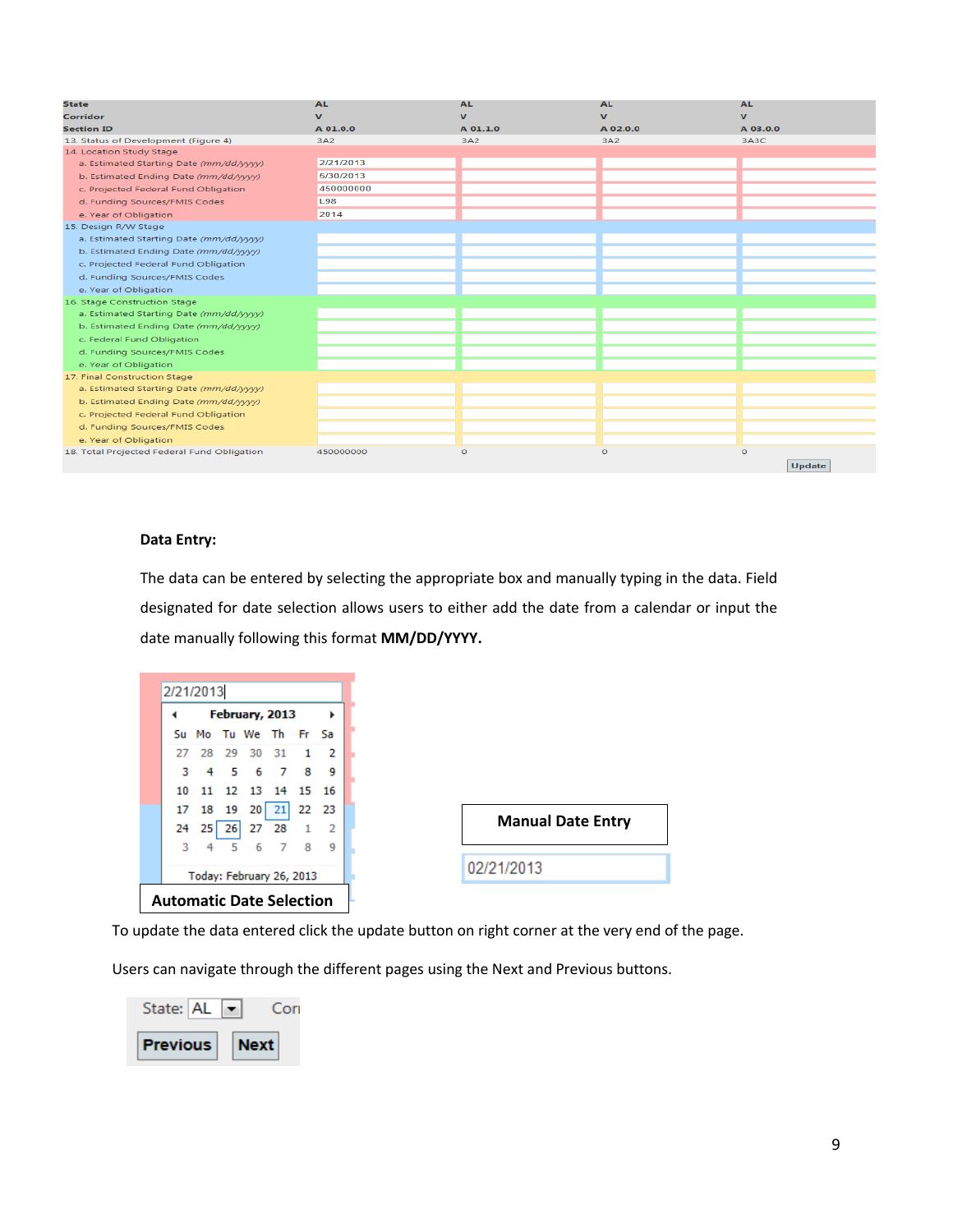| State | AL | AL | AL | AL |
|---|---|---|---|---|
| Corridor | V | V | V | V |
| Section ID | A 01.0.0 | A 01.1.0 | A 02.0.0 | A 03.0.0 |
| 13. Status of Development (Figure 4) | 3A2 | 3A2 | 3A2 | 3A3C |
| 14. Location Study Stage | | | | |
| a. Estimated Starting Date *(mm/dd/yyyy)* | 2/21/2013 | | | |
| b. Estimated Ending Date *(mm/dd/yyyy)* | 5/30/2013 | | | |
| c. Projected Federal Fund Obligation | 450000000 | | | |
| d. Funding Sources/FMIS Codes | L98 | | | |
| e. Year of Obligation | 2014 | | | |
| 15. Design R/W Stage | | | | |
| a. Estimated Starting Date *(mm/dd/yyyy)* | | | | |
| b. Estimated Ending Date *(mm/dd/yyyy)* | | | | |
| c. Projected Federal Fund Obligation | | | | |
| d. Funding Sources/FMIS Codes | | | | |
| e. Year of Obligation | | | | |
| 16. Stage Construction Stage | | | | |
| a. Estimated Starting Date *(mm/dd/yyyy)* | | | | |
| b. Estimated Ending Date *(mm/dd/yyyy)* | | | | |
| c. Federal Fund Obligation | | | | |
| d. Funding Sources/FMIS Codes | | | | |
| e. Year of Obligation | | | | |
| 17. Final Construction Stage | | | | |
| a. Estimated Starting Date *(mm/dd/yyyy)* | | | | |
| b. Estimated Ending Date *(mm/dd/yyyy)* | | | | |
| c. Projected Federal Fund Obligation | | | | |
| d. Funding Sources/FMIS Codes | | | | |
| e. Year of Obligation | | | | |
| 18. Total Projected Federal Fund Obligation | 450000000 | 0 | 0 | 0 |

Update

**Data Entry:**

The data can be entered by selecting the appropriate box and manually typing in the data. Field designated for date selection allows users to either add the date from a calendar or input the date manually following this format **MM/DD/YYYY.**

2/21/2013

| Su | Mo | Tu | We | Th | Fr | Sa |
|---|---|---|---|---|---|---|
| 27 | 28 | 29 | 30 | 31 | 1 | 2 |
| 3 | 4 | 5 | 6 | 7 | 8 | 9 |
| 10 | 11 | 12 | 13 | 14 | 15 | 16 |
| 17 | 18 | 19 | 20 | 21 | 22 | 23 |
| 24 | 25 | 26 | 27 | 28 | 1 | 2 |
| 3 | 4 | 5 | 6 | 7 | 8 | 9 |

February, 2013

Today: February 26, 2013

**Automatic Date Selection**

**Manual Date Entry**

02/21/2013

To update the data entered click the update button on right corner at the very end of the page.

Users can navigate through the different pages using the Next and Previous buttons.

State: AL Cor

**Previous** **Next**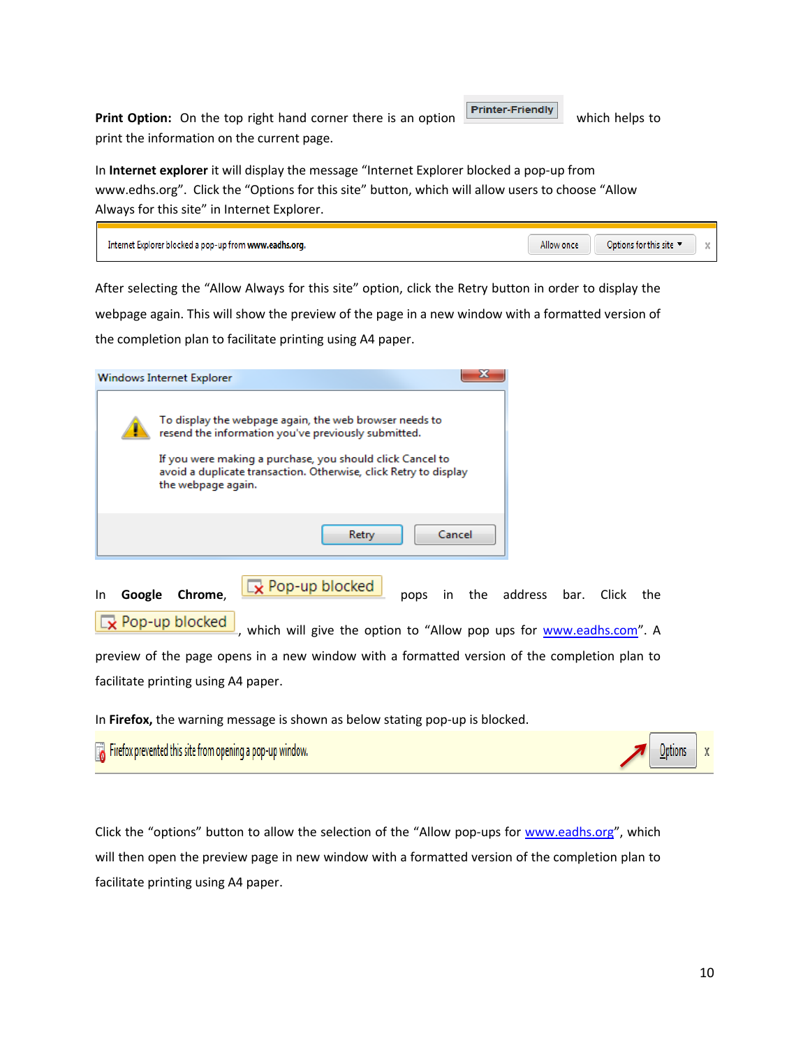**Print Option:** On the top right hand corner there is an option Printer-Friendly which helps to print the information on the current page.

In **Internet explorer** it will display the message "Internet Explorer blocked a pop-up from www.edhs.org". Click the "Options for this site" button, which will allow users to choose "Allow Always for this site" in Internet Explorer.

Internet Explorer blocked a pop-up from www.eadhs.org. Allow once Options for this site

After selecting the "Allow Always for this site" option, click the Retry button in order to display the webpage again. This will show the preview of the page in a new window with a formatted version of the completion plan to facilitate printing using A4 paper.

Windows Internet Explorer

To display the webpage again, the web browser needs to resend the information you've previously submitted.

If you were making a purchase, you should click Cancel to avoid a duplicate transaction. Otherwise, click Retry to display the webpage again.

Retry Cancel

In **Google Chrome**, Pop-up blocked pops in the address bar. Click the Pop-up blocked, which will give the option to "Allow pop ups for www.eadhs.com". A preview of the page opens in a new window with a formatted version of the completion plan to facilitate printing using A4 paper.

In **Firefox,** the warning message is shown as below stating pop-up is blocked.

Firefox prevented this site from opening a pop-up window. Options

Click the "options" button to allow the selection of the "Allow pop-ups for www.eadhs.org", which will then open the preview page in new window with a formatted version of the completion plan to facilitate printing using A4 paper.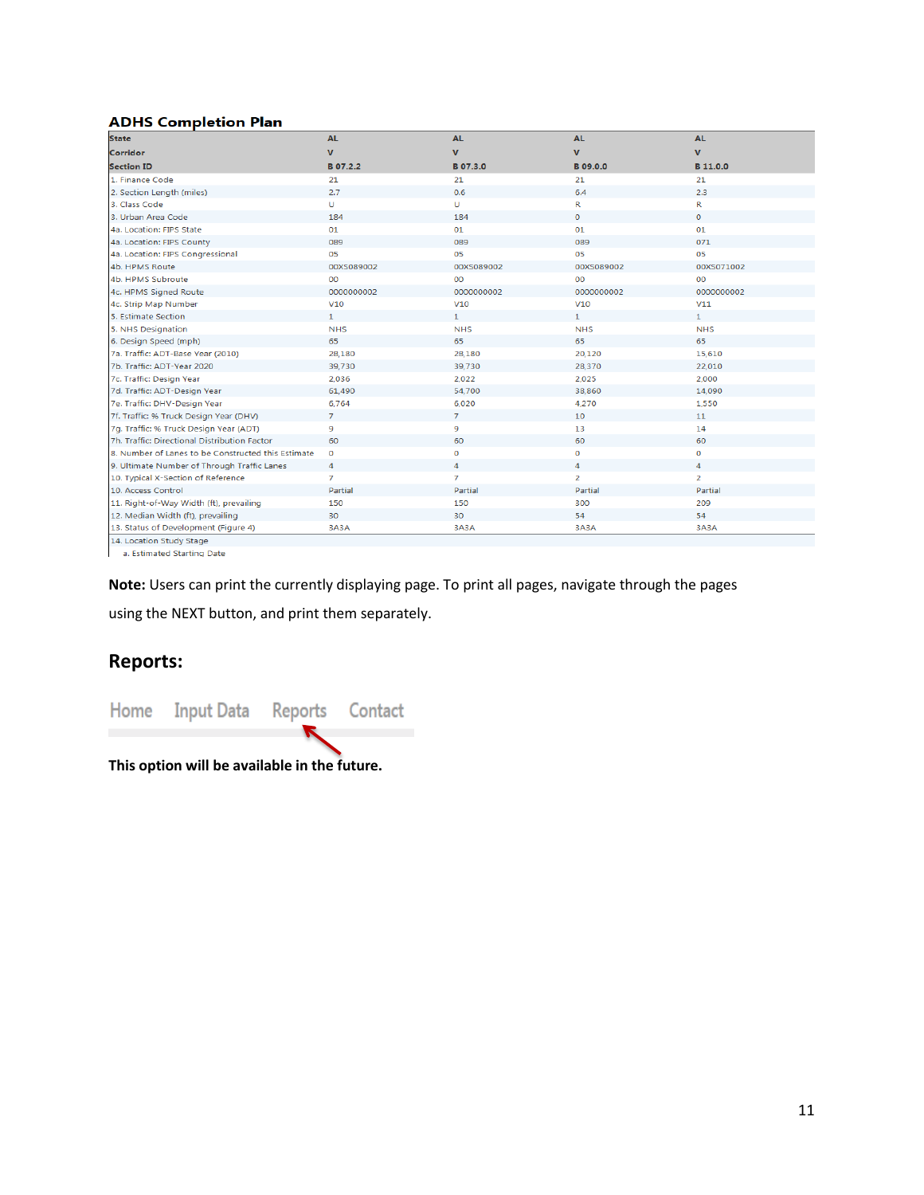**ADHS Completion Plan**

| State | AL | AL | AL | AL |
|---|---|---|---|---|
| Corridor | V | V | V | V |
| Section ID | B 07.2.2 | B 07.3.0 | B 09.0.0 | B 11.0.0 |
| 1. Finance Code | 21 | 21 | 21 | 21 |
| 2. Section Length (miles) | 2.7 | 0.6 | 6.4 | 2.3 |
| 3. Class Code | U | U | R | R |
| 3. Urban Area Code | 184 | 184 | 0 | 0 |
| 4a. Location: FIPS State | 01 | 01 | 01 | 01 |
| 4a. Location: FIPS County | 089 | 089 | 089 | 071 |
| 4a. Location: FIPS Congressional | 05 | 05 | 05 | 05 |
| 4b. HPMS Route | 00XS089002 | 00XS089002 | 00XS089002 | 00XS071002 |
| 4b. HPMS Subroute | 00 | 00 | 00 | 00 |
| 4c. HPMS Signed Route | 0000000002 | 0000000002 | 0000000002 | 0000000002 |
| 4c. Strip Map Number | V10 | V10 | V10 | V11 |
| 5. Estimate Section | 1 | 1 | 1 | 1 |
| 5. NHS Designation | NHS | NHS | NHS | NHS |
| 6. Design Speed (mph) | 65 | 65 | 65 | 65 |
| 7a. Traffic: ADT-Base Year (2010) | 28,180 | 28,180 | 20,120 | 15,610 |
| 7b. Traffic: ADT-Year 2020 | 39,730 | 39,730 | 28,370 | 22,010 |
| 7c. Traffic: Design Year | 2,036 | 2,022 | 2,025 | 2,000 |
| 7d. Traffic: ADT-Design Year | 61,490 | 54,700 | 38,860 | 14,090 |
| 7e. Traffic: DHV-Design Year | 6,764 | 6,020 | 4,270 | 1,550 |
| 7f. Traffic: % Truck Design Year (DHV) | 7 | 7 | 10 | 11 |
| 7g. Traffic: % Truck Design Year (ADT) | 9 | 9 | 13 | 14 |
| 7h. Traffic: Directional Distribution Factor | 60 | 60 | 60 | 60 |
| 8. Number of Lanes to be Constructed this Estimate | 0 | 0 | 0 | 0 |
| 9. Ultimate Number of Through Traffic Lanes | 4 | 4 | 4 | 4 |
| 10. Typical X-Section of Reference | 7 | 7 | 2 | 2 |
| 10. Access Control | Partial | Partial | Partial | Partial |
| 11. Right-of-Way Width (ft), prevailing | 150 | 150 | 300 | 209 |
| 12. Median Width (ft), prevailing | 30 | 30 | 54 | 54 |
| 13. Status of Development (Figure 4) | 3A3A | 3A3A | 3A3A | 3A3A |
| 14. Location Study Stage | | | | |
| a. Estimated Starting Date | | | | |

**Note:** Users can print the currently displaying page. To print all pages, navigate through the pages using the NEXT button, and print them separately.

## Reports:

Home Input Data Reports Contact

**This option will be available in the future.**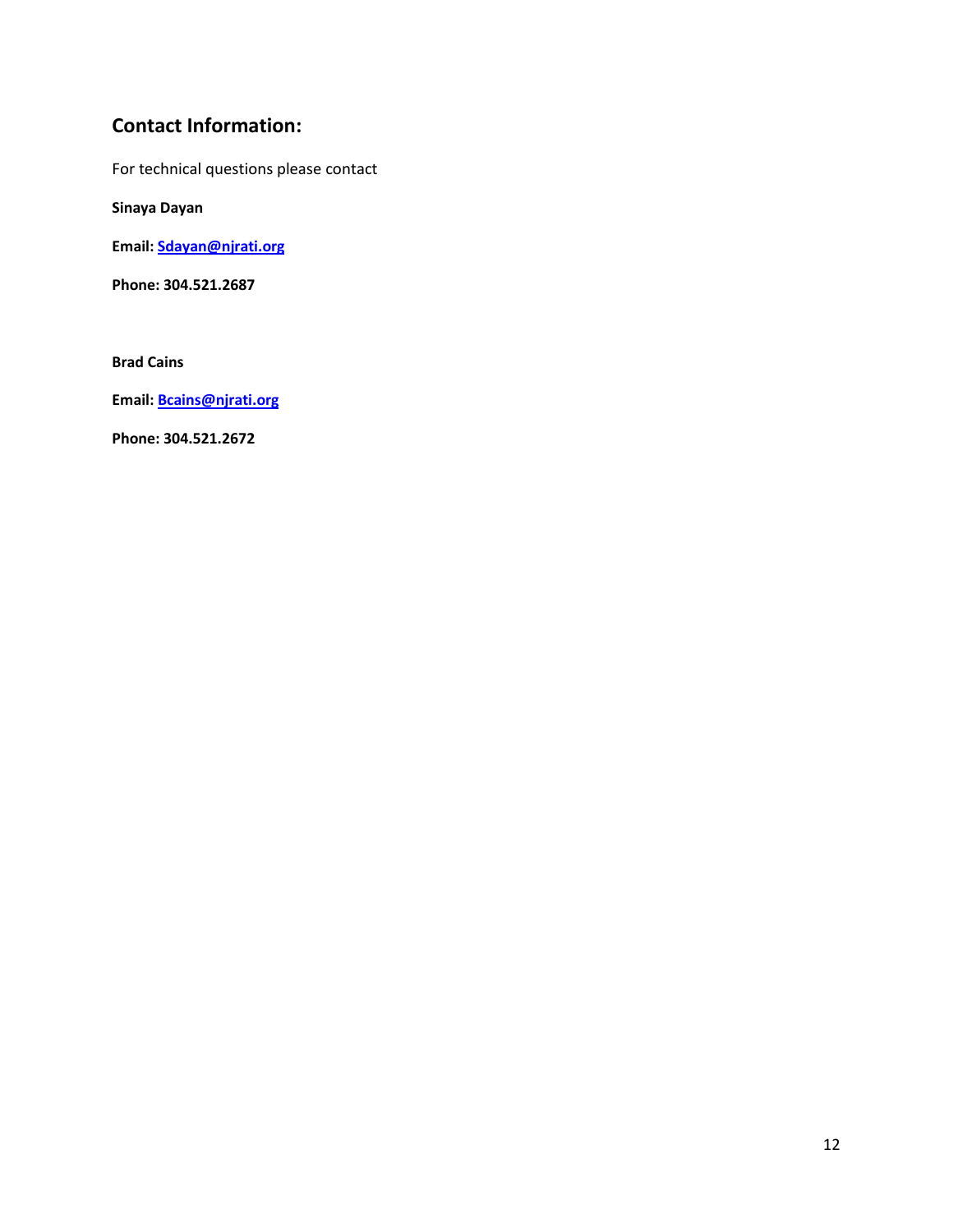## Contact Information:

For technical questions please contact

**Sinaya Dayan**

**Email: Sdayan@njrati.org**

**Phone: 304.521.2687**

**Brad Cains**

**Email: Bcains@njrati.org**

**Phone: 304.521.2672**